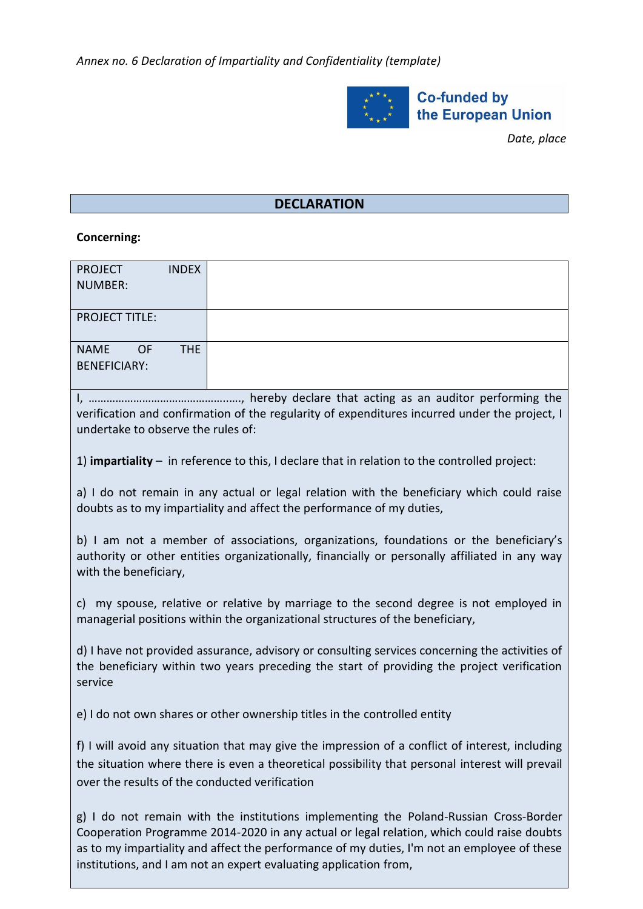*Annex no. 6 Declaration of Impartiality and Confidentiality (template)*

Co-funded by the European Union

*Date, place*

## DECLARATION

**Concerning:**

| | |
|---|---|
| PROJECT INDEX NUMBER: | |
| PROJECT TITLE: | |
| NAME OF THE BENEFICIARY: | |

I, …………………………………….……, hereby declare that acting as an auditor performing the verification and confirmation of the regularity of expenditures incurred under the project, I undertake to observe the rules of:

1) **impartiality** – in reference to this, I declare that in relation to the controlled project:

a) I do not remain in any actual or legal relation with the beneficiary which could raise doubts as to my impartiality and affect the performance of my duties,

b) I am not a member of associations, organizations, foundations or the beneficiary's authority or other entities organizationally, financially or personally affiliated in any way with the beneficiary,

c) my spouse, relative or relative by marriage to the second degree is not employed in managerial positions within the organizational structures of the beneficiary,

d) I have not provided assurance, advisory or consulting services concerning the activities of the beneficiary within two years preceding the start of providing the project verification service

e) I do not own shares or other ownership titles in the controlled entity

f) I will avoid any situation that may give the impression of a conflict of interest, including the situation where there is even a theoretical possibility that personal interest will prevail over the results of the conducted verification

g) I do not remain with the institutions implementing the Poland-Russian Cross-Border Cooperation Programme 2014-2020 in any actual or legal relation, which could raise doubts as to my impartiality and affect the performance of my duties, I'm not an employee of these institutions, and I am not an expert evaluating application from,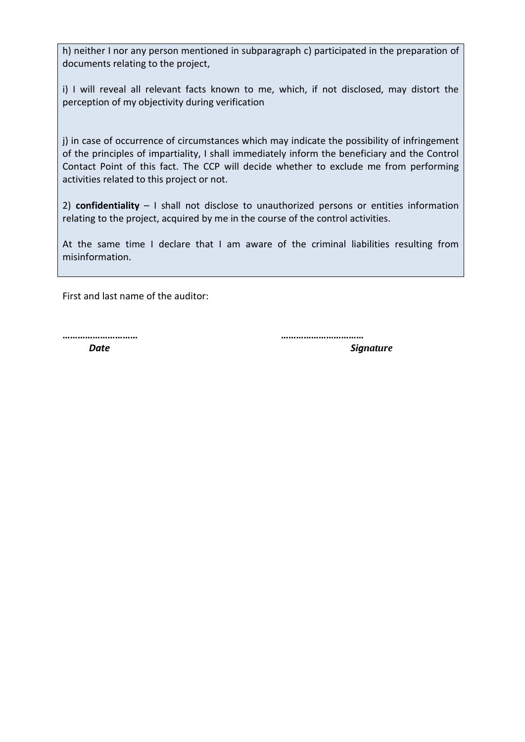h) neither I nor any person mentioned in subparagraph c) participated in the preparation of documents relating to the project,

i) I will reveal all relevant facts known to me, which, if not disclosed, may distort the perception of my objectivity during verification

j) in case of occurrence of circumstances which may indicate the possibility of infringement of the principles of impartiality, I shall immediately inform the beneficiary and the Control Contact Point of this fact. The CCP will decide whether to exclude me from performing activities related to this project or not.

2) **confidentiality** – I shall not disclose to unauthorized persons or entities information relating to the project, acquired by me in the course of the control activities.

At the same time I declare that I am aware of the criminal liabilities resulting from misinformation.

First and last name of the auditor:

**…………………………** **……………………………**

***Date*** ***Signature***